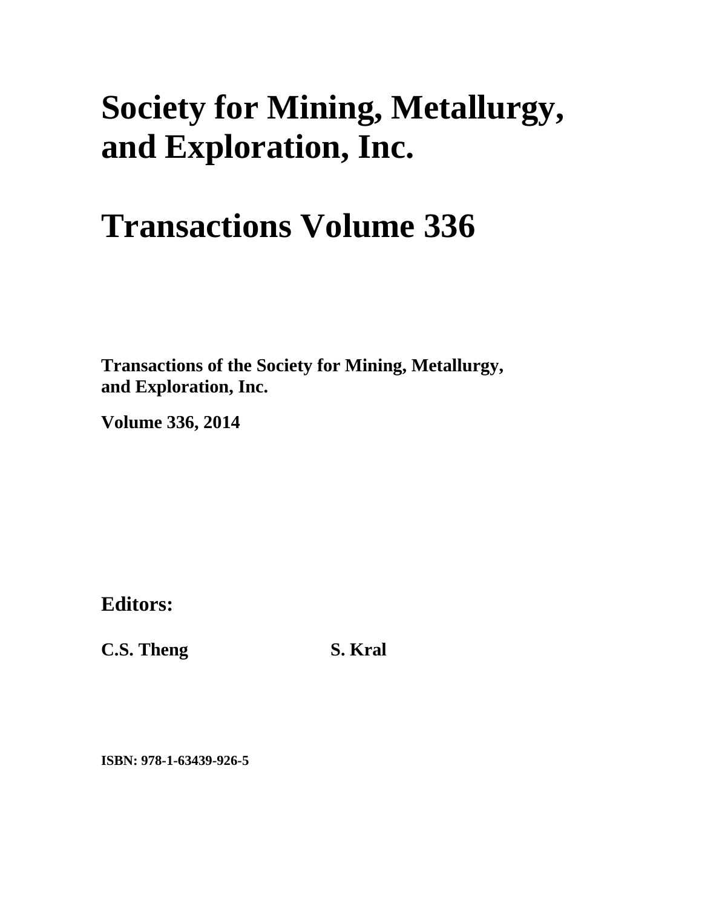# Society for Mining, Metallurgy, and Exploration, Inc.

# Transactions Volume 336

**Transactions of the Society for Mining, Metallurgy, and Exploration, Inc.**

**Volume 336, 2014**

## Editors:

**C.S. Theng** **S. Kral**

**ISBN: 978-1-63439-926-5**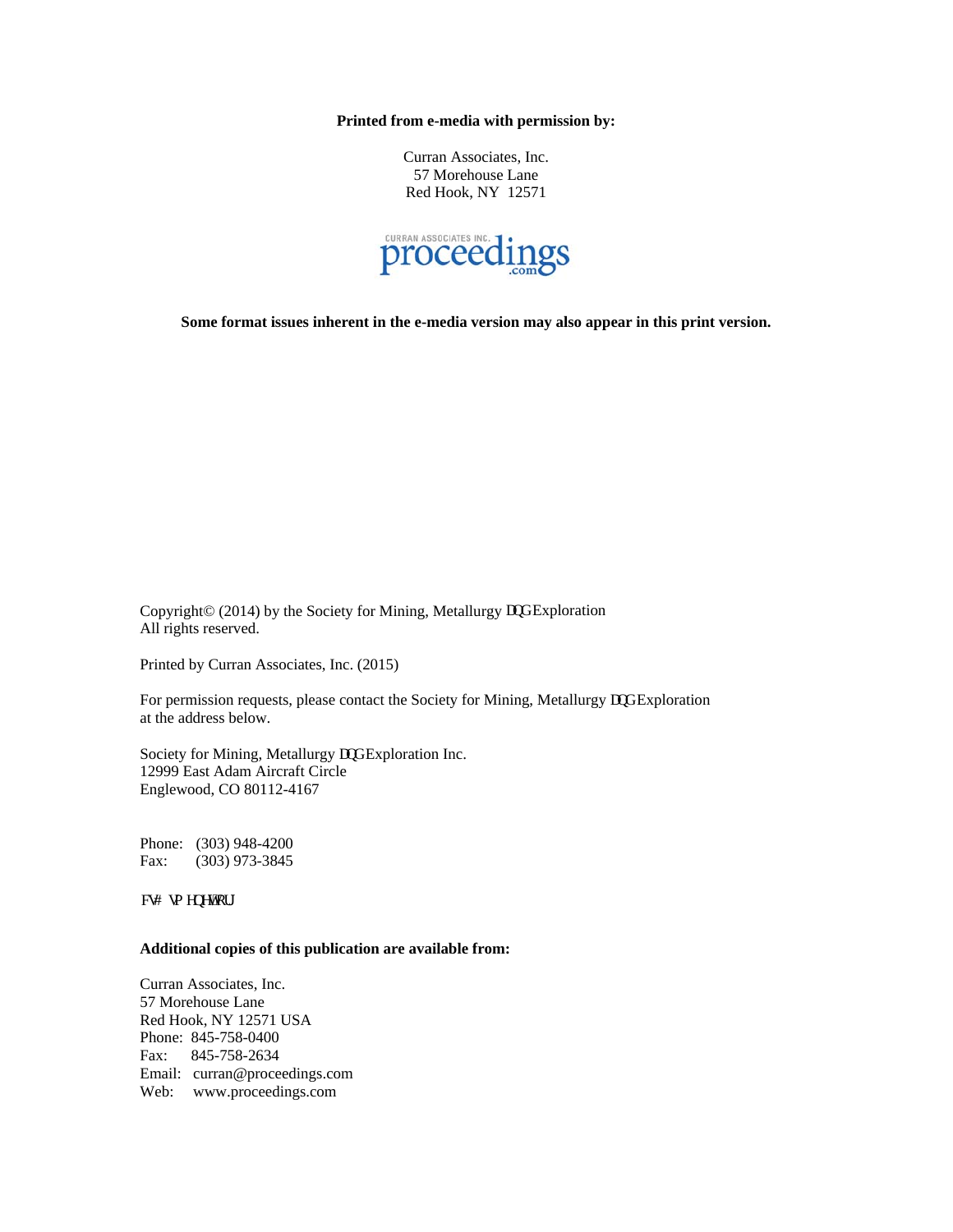**Printed from e-media with permission by:**

Curran Associates, Inc.
57 Morehouse Lane
Red Hook, NY 12571

**Some format issues inherent in the e-media version may also appear in this print version.**

Copyright© (2014) by the Society for Mining, Metallurgy DQG Exploration
All rights reserved.

Printed by Curran Associates, Inc. (2015)

For permission requests, please contact the Society for Mining, Metallurgy DQG Exploration
at the address below.

Society for Mining, Metallurgy DQG Exploration Inc.
12999 East Adam Aircraft Circle
Englewood, CO 80112-4167

Phone: (303) 948-4200
Fax: (303) 973-3845

FV# VPHQHWRUJ

**Additional copies of this publication are available from:**

Curran Associates, Inc.
57 Morehouse Lane
Red Hook, NY 12571 USA
Phone: 845-758-0400
Fax: 845-758-2634
Email: curran@proceedings.com
Web: www.proceedings.com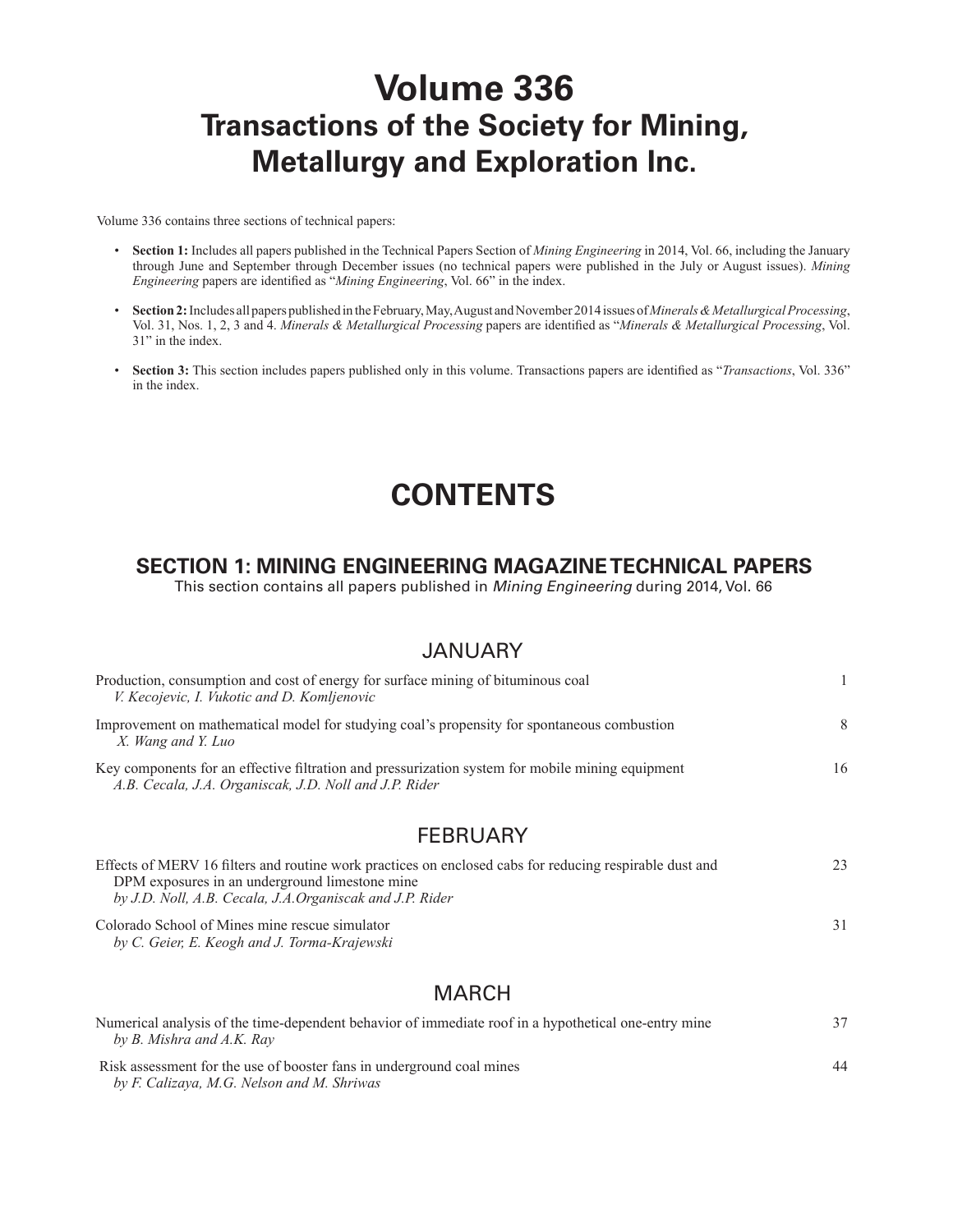# Volume 336
## Transactions of the Society for Mining, Metallurgy and Exploration Inc.

Volume 336 contains three sections of technical papers:

- **Section 1:** Includes all papers published in the Technical Papers Section of *Mining Engineering* in 2014, Vol. 66, including the January through June and September through December issues (no technical papers were published in the July or August issues). *Mining Engineering* papers are identified as "*Mining Engineering*, Vol. 66" in the index.
- **Section 2:** Includes all papers published in the February, May, August and November 2014 issues of *Minerals & Metallurgical Processing*, Vol. 31, Nos. 1, 2, 3 and 4. *Minerals & Metallurgical Processing* papers are identified as "*Minerals & Metallurgical Processing*, Vol. 31" in the index.
- **Section 3:** This section includes papers published only in this volume. Transactions papers are identified as "*Transactions*, Vol. 336" in the index.

# CONTENTS

## SECTION 1: MINING ENGINEERING MAGAZINE TECHNICAL PAPERS

This section contains all papers published in *Mining Engineering* during 2014, Vol. 66

### JANUARY

Production, consumption and cost of energy for surface mining of bituminous coal — 1
*V. Kecojevic, I. Vukotic and D. Komljenovic*

Improvement on mathematical model for studying coal's propensity for spontaneous combustion — 8
*X. Wang and Y. Luo*

Key components for an effective filtration and pressurization system for mobile mining equipment — 16
*A.B. Cecala, J.A. Organiscak, J.D. Noll and J.P. Rider*

### FEBRUARY

Effects of MERV 16 filters and routine work practices on enclosed cabs for reducing respirable dust and DPM exposures in an underground limestone mine — 23
*by J.D. Noll, A.B. Cecala, J.A.Organiscak and J.P. Rider*

Colorado School of Mines mine rescue simulator — 31
*by C. Geier, E. Keogh and J. Torma-Krajewski*

### MARCH

Numerical analysis of the time-dependent behavior of immediate roof in a hypothetical one-entry mine — 37
*by B. Mishra and A.K. Ray*

Risk assessment for the use of booster fans in underground coal mines — 44
*by F. Calizaya, M.G. Nelson and M. Shriwas*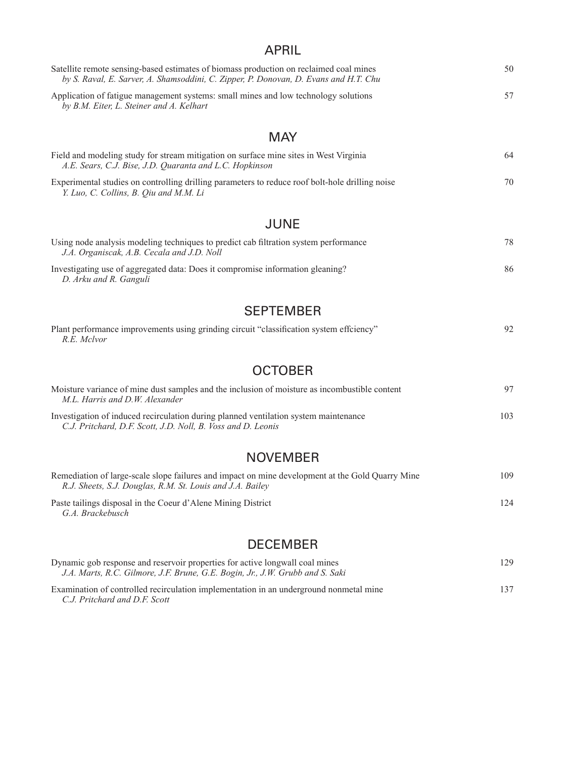## APRIL

Satellite remote sensing-based estimates of biomass production on reclaimed coal mines 50
*by S. Raval, E. Sarver, A. Shamsoddini, C. Zipper, P. Donovan, D. Evans and H.T. Chu*

Application of fatigue management systems: small mines and low technology solutions 57
*by B.M. Eiter, L. Steiner and A. Kelhart*

## MAY

Field and modeling study for stream mitigation on surface mine sites in West Virginia 64
*A.E. Sears, C.J. Bise, J.D. Quaranta and L.C. Hopkinson*

Experimental studies on controlling drilling parameters to reduce roof bolt-hole drilling noise 70
*Y. Luo, C. Collins, B. Qiu and M.M. Li*

## JUNE

Using node analysis modeling techniques to predict cab filtration system performance 78
*J.A. Organiscak, A.B. Cecala and J.D. Noll*

Investigating use of aggregated data: Does it compromise information gleaning? 86
*D. Arku and R. Ganguli*

## SEPTEMBER

Plant performance improvements using grinding circuit "classification system effciency" 92
*R.E. McIvor*

## OCTOBER

Moisture variance of mine dust samples and the inclusion of moisture as incombustible content 97
*M.L. Harris and D.W. Alexander*

Investigation of induced recirculation during planned ventilation system maintenance 103
*C.J. Pritchard, D.F. Scott, J.D. Noll, B. Voss and D. Leonis*

## NOVEMBER

Remediation of large-scale slope failures and impact on mine development at the Gold Quarry Mine 109
*R.J. Sheets, S.J. Douglas, R.M. St. Louis and J.A. Bailey*

Paste tailings disposal in the Coeur d'Alene Mining District 124
*G.A. Brackebusch*

## DECEMBER

Dynamic gob response and reservoir properties for active longwall coal mines 129
*J.A. Marts, R.C. Gilmore, J.F. Brune, G.E. Bogin, Jr., J.W. Grubb and S. Saki*

Examination of controlled recirculation implementation in an underground nonmetal mine 137
*C.J. Pritchard and D.F. Scott*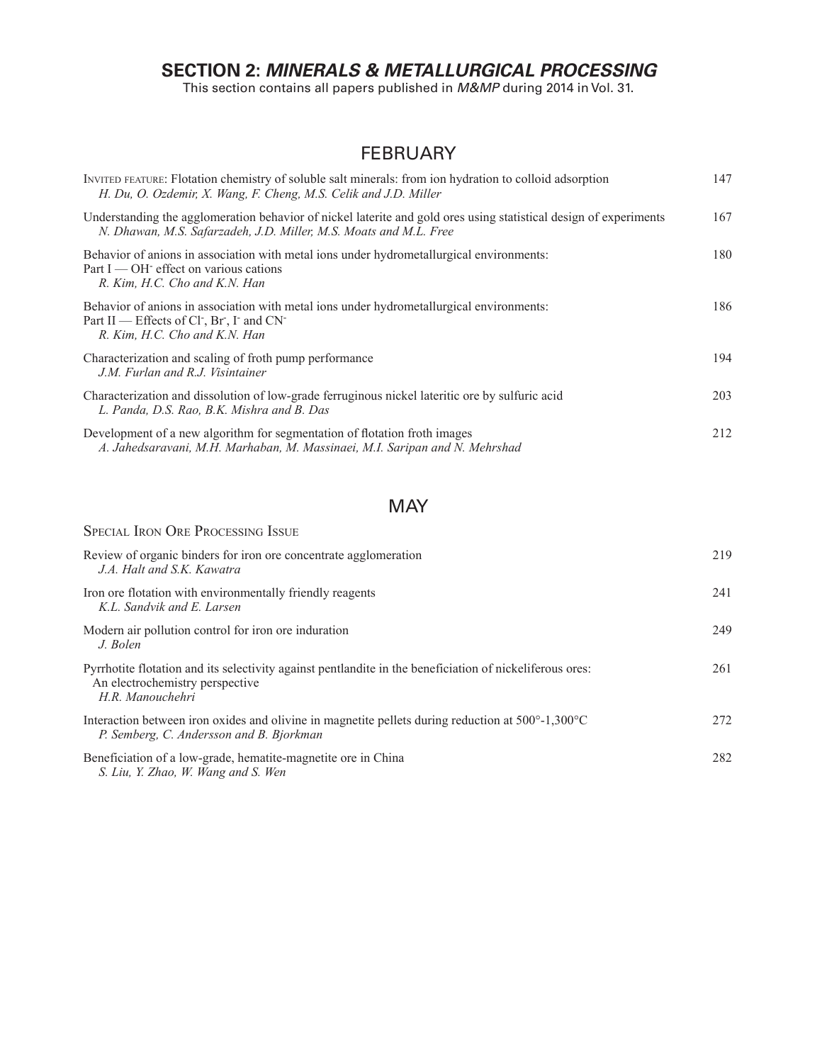## SECTION 2: *MINERALS & METALLURGICAL PROCESSING*

This section contains all papers published in *M&MP* during 2014 in Vol. 31.

### FEBRUARY

INVITED FEATURE: Flotation chemistry of soluble salt minerals: from ion hydration to colloid adsorption — 147
*H. Du, O. Ozdemir, X. Wang, F. Cheng, M.S. Celik and J.D. Miller*

Understanding the agglomeration behavior of nickel laterite and gold ores using statistical design of experiments — 167
*N. Dhawan, M.S. Safarzadeh, J.D. Miller, M.S. Moats and M.L. Free*

Behavior of anions in association with metal ions under hydrometallurgical environments: Part I — $OH^-$ effect on various cations — 180
*R. Kim, H.C. Cho and K.N. Han*

Behavior of anions in association with metal ions under hydrometallurgical environments: Part II — Effects of $Cl^-$, $Br^-$, $I^-$ and $CN^-$ — 186
*R. Kim, H.C. Cho and K.N. Han*

Characterization and scaling of froth pump performance — 194
*J.M. Furlan and R.J. Visintainer*

Characterization and dissolution of low-grade ferruginous nickel lateritic ore by sulfuric acid — 203
*L. Panda, D.S. Rao, B.K. Mishra and B. Das*

Development of a new algorithm for segmentation of flotation froth images — 212
*A. Jahedsaravani, M.H. Marhaban, M. Massinaei, M.I. Saripan and N. Mehrshad*

### MAY

SPECIAL IRON ORE PROCESSING ISSUE

Review of organic binders for iron ore concentrate agglomeration — 219
*J.A. Halt and S.K. Kawatra*

Iron ore flotation with environmentally friendly reagents — 241
*K.L. Sandvik and E. Larsen*

Modern air pollution control for iron ore induration — 249
*J. Bolen*

Pyrrhotite flotation and its selectivity against pentlandite in the beneficiation of nickeliferous ores: An electrochemistry perspective — 261
*H.R. Manouchehri*

Interaction between iron oxides and olivine in magnetite pellets during reduction at 500°-1,300°C — 272
*P. Semberg, C. Andersson and B. Bjorkman*

Beneficiation of a low-grade, hematite-magnetite ore in China — 282
*S. Liu, Y. Zhao, W. Wang and S. Wen*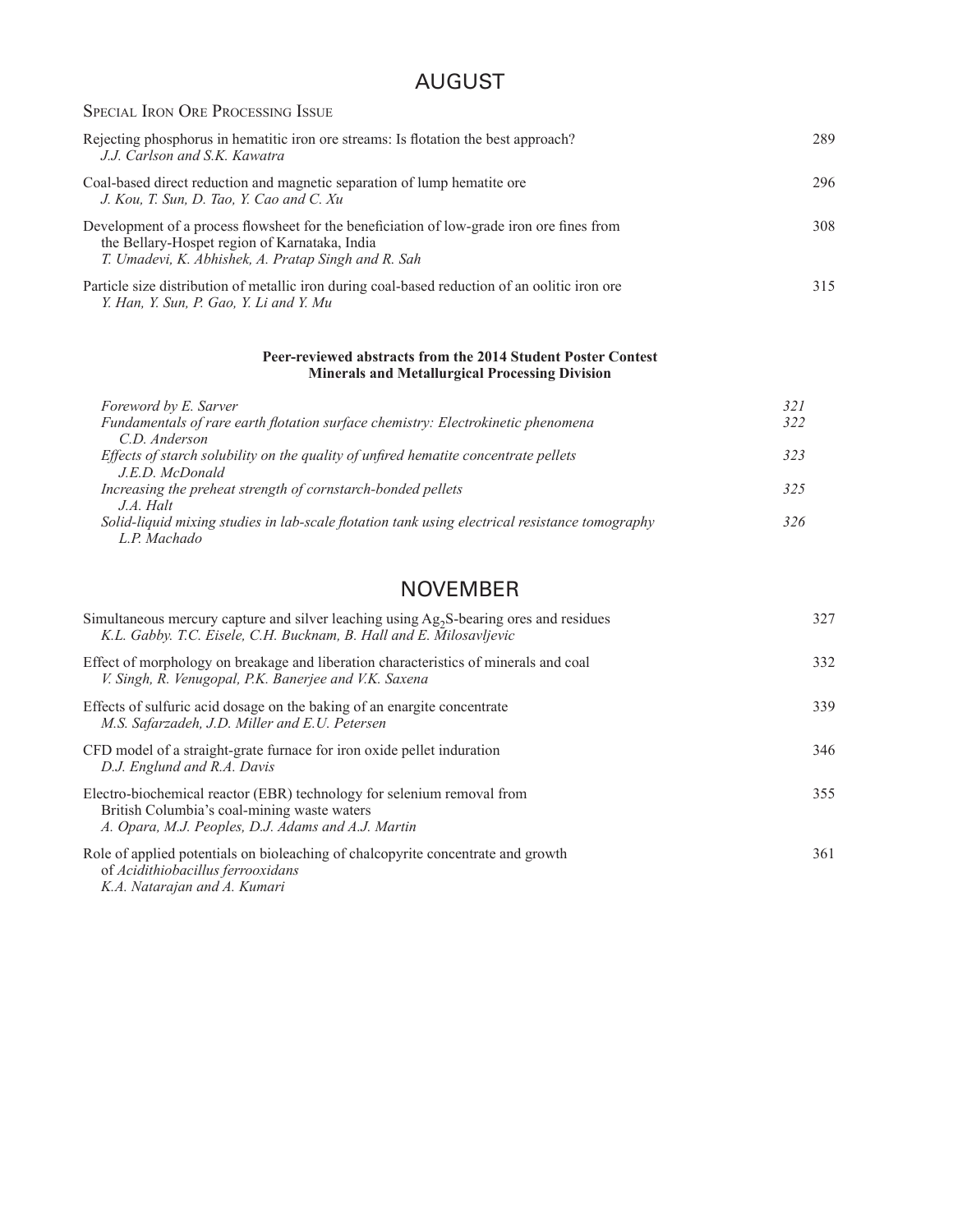# AUGUST

## Special Iron Ore Processing Issue

Rejecting phosphorus in hematitic iron ore streams: Is flotation the best approach? — 289
*J.J. Carlson and S.K. Kawatra*

Coal-based direct reduction and magnetic separation of lump hematite ore — 296
*J. Kou, T. Sun, D. Tao, Y. Cao and C. Xu*

Development of a process flowsheet for the beneficiation of low-grade iron ore fines from the Bellary-Hospet region of Karnataka, India — 308
*T. Umadevi, K. Abhishek, A. Pratap Singh and R. Sah*

Particle size distribution of metallic iron during coal-based reduction of an oolitic iron ore — 315
*Y. Han, Y. Sun, P. Gao, Y. Li and Y. Mu*

**Peer-reviewed abstracts from the 2014 Student Poster Contest**
**Minerals and Metallurgical Processing Division**

*Foreword by E. Sarver* — *321*

*Fundamentals of rare earth flotation surface chemistry: Electrokinetic phenomena* — *322*
*C.D. Anderson*

*Effects of starch solubility on the quality of unfired hematite concentrate pellets* — *323*
*J.E.D. McDonald*

*Increasing the preheat strength of cornstarch-bonded pellets* — *325*
*J.A. Halt*

*Solid-liquid mixing studies in lab-scale flotation tank using electrical resistance tomography* — *326*
*L.P. Machado*

# NOVEMBER

Simultaneous mercury capture and silver leaching using $Ag_2S$-bearing ores and residues — 327
*K.L. Gabby. T.C. Eisele, C.H. Bucknam, B. Hall and E. Milosavljevic*

Effect of morphology on breakage and liberation characteristics of minerals and coal — 332
*V. Singh, R. Venugopal, P.K. Banerjee and V.K. Saxena*

Effects of sulfuric acid dosage on the baking of an enargite concentrate — 339
*M.S. Safarzadeh, J.D. Miller and E.U. Petersen*

CFD model of a straight-grate furnace for iron oxide pellet induration — 346
*D.J. Englund and R.A. Davis*

Electro-biochemical reactor (EBR) technology for selenium removal from British Columbia's coal-mining waste waters — 355
*A. Opara, M.J. Peoples, D.J. Adams and A.J. Martin*

Role of applied potentials on bioleaching of chalcopyrite concentrate and growth of *Acidithiobacillus ferrooxidans* — 361
*K.A. Natarajan and A. Kumari*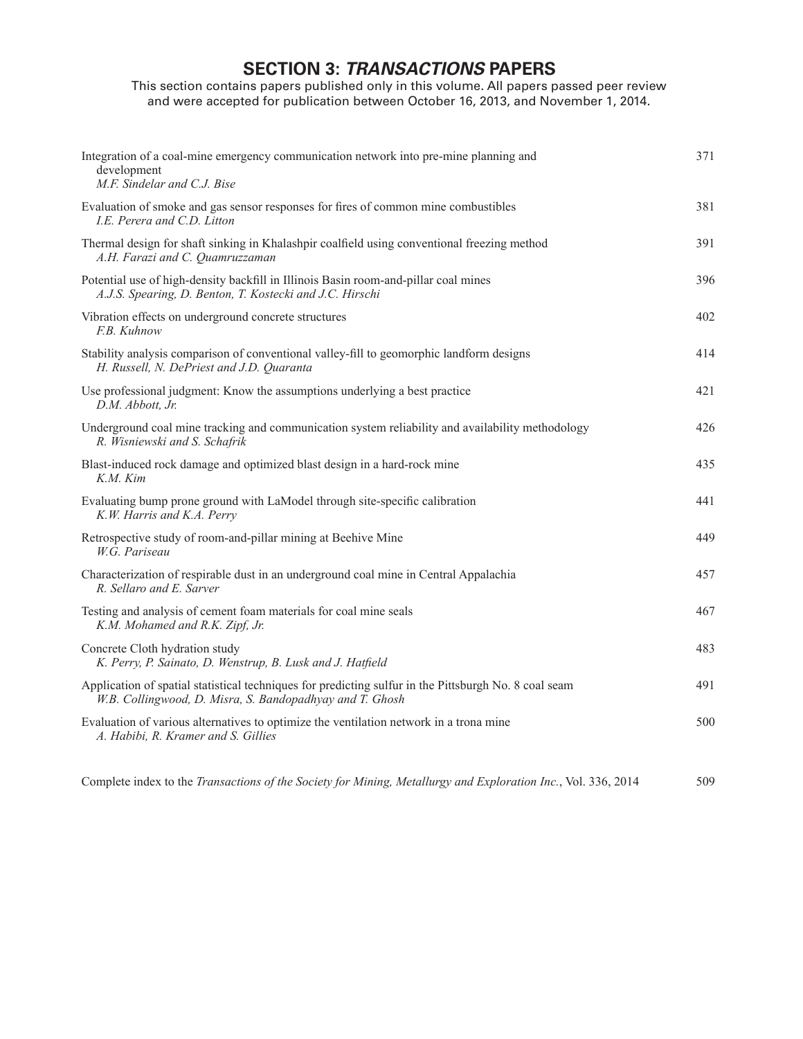# SECTION 3: *TRANSACTIONS* PAPERS

This section contains papers published only in this volume. All papers passed peer review and were accepted for publication between October 16, 2013, and November 1, 2014.

Integration of a coal-mine emergency communication network into pre-mine planning and development — 371
*M.F. Sindelar and C.J. Bise*

Evaluation of smoke and gas sensor responses for fires of common mine combustibles — 381
*I.E. Perera and C.D. Litton*

Thermal design for shaft sinking in Khalashpir coalfield using conventional freezing method — 391
*A.H. Farazi and C. Quamruzzaman*

Potential use of high-density backfill in Illinois Basin room-and-pillar coal mines — 396
*A.J.S. Spearing, D. Benton, T. Kostecki and J.C. Hirschi*

Vibration effects on underground concrete structures — 402
*F.B. Kuhnow*

Stability analysis comparison of conventional valley-fill to geomorphic landform designs — 414
*H. Russell, N. DePriest and J.D. Quaranta*

Use professional judgment: Know the assumptions underlying a best practice — 421
*D.M. Abbott, Jr.*

Underground coal mine tracking and communication system reliability and availability methodology — 426
*R. Wisniewski and S. Schafrik*

Blast-induced rock damage and optimized blast design in a hard-rock mine — 435
*K.M. Kim*

Evaluating bump prone ground with LaModel through site-specific calibration — 441
*K.W. Harris and K.A. Perry*

Retrospective study of room-and-pillar mining at Beehive Mine — 449
*W.G. Pariseau*

Characterization of respirable dust in an underground coal mine in Central Appalachia — 457
*R. Sellaro and E. Sarver*

Testing and analysis of cement foam materials for coal mine seals — 467
*K.M. Mohamed and R.K. Zipf, Jr.*

Concrete Cloth hydration study — 483
*K. Perry, P. Sainato, D. Wenstrup, B. Lusk and J. Hatfield*

Application of spatial statistical techniques for predicting sulfur in the Pittsburgh No. 8 coal seam — 491
*W.B. Collingwood, D. Misra, S. Bandopadhyay and T. Ghosh*

Evaluation of various alternatives to optimize the ventilation network in a trona mine — 500
*A. Habibi, R. Kramer and S. Gillies*

Complete index to the *Transactions of the Society for Mining, Metallurgy and Exploration Inc.*, Vol. 336, 2014 — 509